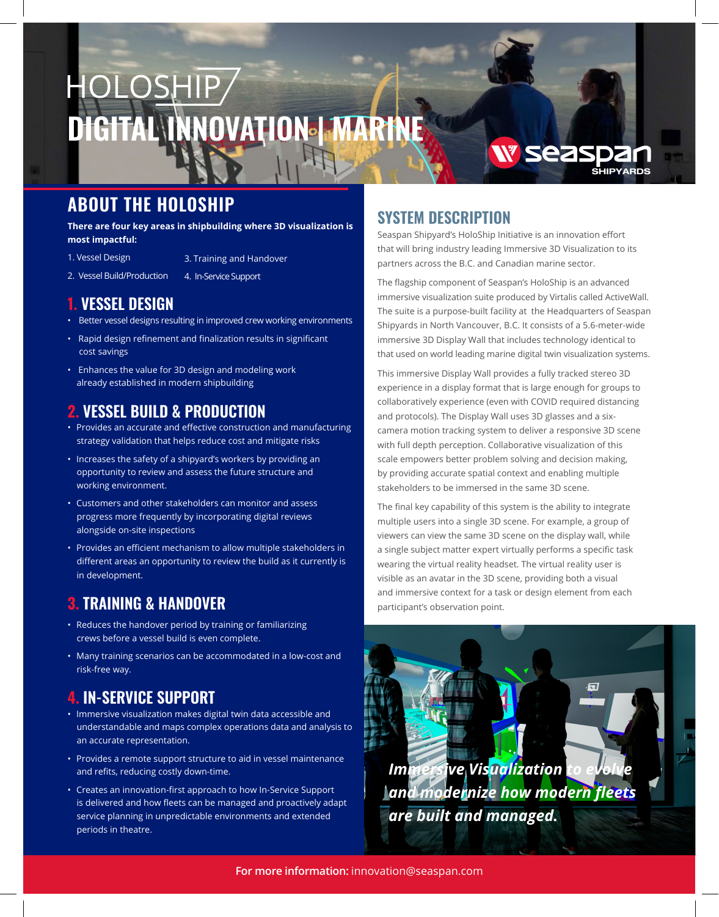# HOLOSHIP

# DIGITAL INNOVATION | MARINE

## ABOUT THE HOLOSHIP

**There are four key areas in shipbuilding where 3D visualization is most impactful:**

1. Vessel Design
2. Vessel Build/Production
3. Training and Handover
4. In-Service Support

### 1. VESSEL DESIGN

- Better vessel designs resulting in improved crew working environments
- Rapid design refinement and finalization results in significant cost savings
- Enhances the value for 3D design and modeling work already established in modern shipbuilding

### 2. VESSEL BUILD & PRODUCTION

- Provides an accurate and effective construction and manufacturing strategy validation that helps reduce cost and mitigate risks
- Increases the safety of a shipyard's workers by providing an opportunity to review and assess the future structure and working environment.
- Customers and other stakeholders can monitor and assess progress more frequently by incorporating digital reviews alongside on-site inspections
- Provides an efficient mechanism to allow multiple stakeholders in different areas an opportunity to review the build as it currently is in development.

### 3. TRAINING & HANDOVER

- Reduces the handover period by training or familiarizing crews before a vessel build is even complete.
- Many training scenarios can be accommodated in a low-cost and risk-free way.

### 4. IN-SERVICE SUPPORT

- Immersive visualization makes digital twin data accessible and understandable and maps complex operations data and analysis to an accurate representation.
- Provides a remote support structure to aid in vessel maintenance and refits, reducing costly down-time.
- Creates an innovation-first approach to how In-Service Support is delivered and how fleets can be managed and proactively adapt service planning in unpredictable environments and extended periods in theatre.

## SYSTEM DESCRIPTION

Seaspan Shipyard's HoloShip Initiative is an innovation effort that will bring industry leading Immersive 3D Visualization to its partners across the B.C. and Canadian marine sector.

The flagship component of Seaspan's HoloShip is an advanced immersive visualization suite produced by Virtalis called ActiveWall. The suite is a purpose-built facility at the Headquarters of Seaspan Shipyards in North Vancouver, B.C. It consists of a 5.6-meter-wide immersive 3D Display Wall that includes technology identical to that used on world leading marine digital twin visualization systems.

This immersive Display Wall provides a fully tracked stereo 3D experience in a display format that is large enough for groups to collaboratively experience (even with COVID required distancing and protocols). The Display Wall uses 3D glasses and a six-camera motion tracking system to deliver a responsive 3D scene with full depth perception. Collaborative visualization of this scale empowers better problem solving and decision making, by providing accurate spatial context and enabling multiple stakeholders to be immersed in the same 3D scene.

The final key capability of this system is the ability to integrate multiple users into a single 3D scene. For example, a group of viewers can view the same 3D scene on the display wall, while a single subject matter expert virtually performs a specific task wearing the virtual reality headset. The virtual reality user is visible as an avatar in the 3D scene, providing both a visual and immersive context for a task or design element from each participant's observation point.

***Immersive Visualization to evolve and modernize how modern fleets are built and managed.***

**For more information:** innovation@seaspan.com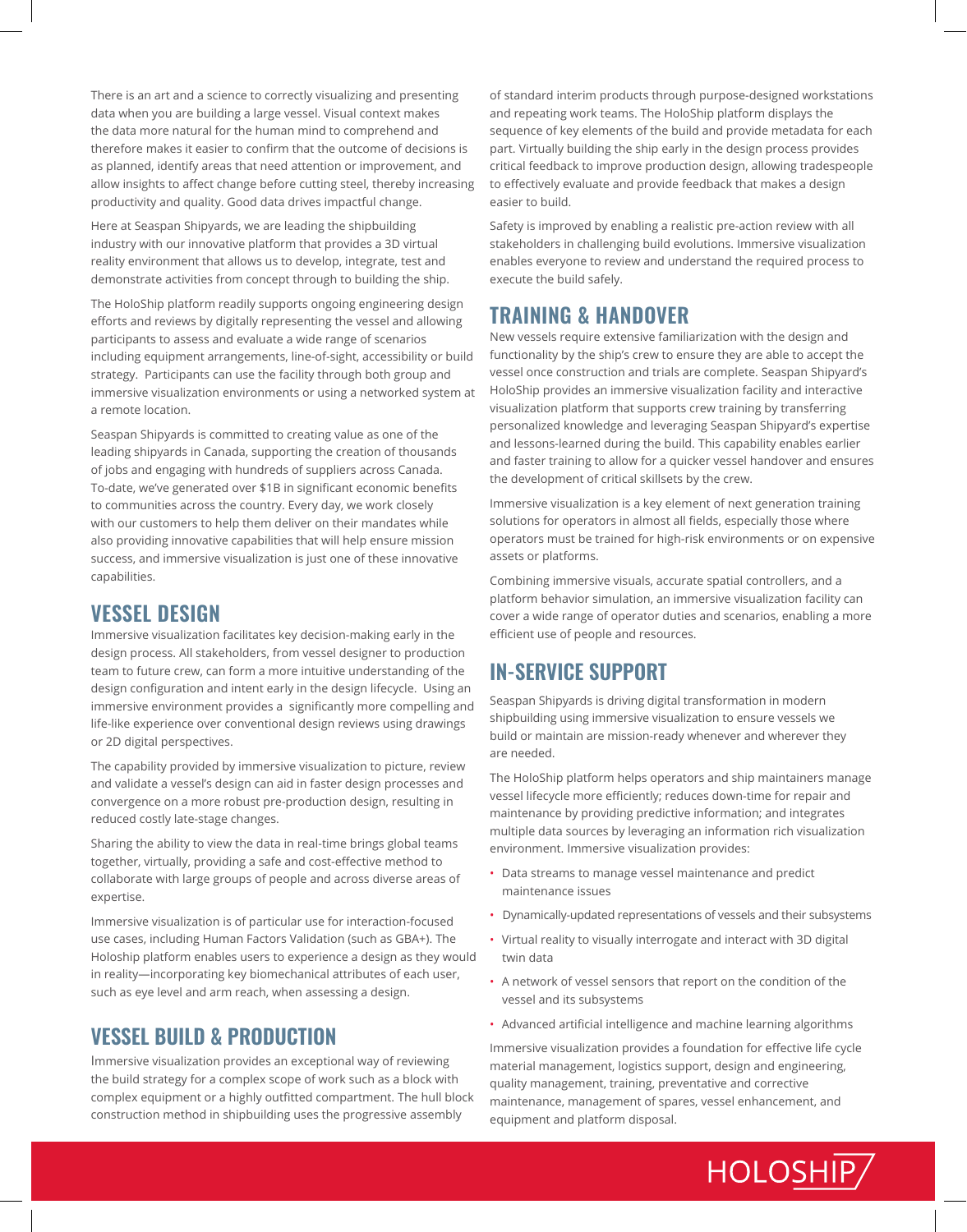There is an art and a science to correctly visualizing and presenting data when you are building a large vessel. Visual context makes the data more natural for the human mind to comprehend and therefore makes it easier to confirm that the outcome of decisions is as planned, identify areas that need attention or improvement, and allow insights to affect change before cutting steel, thereby increasing productivity and quality. Good data drives impactful change.

Here at Seaspan Shipyards, we are leading the shipbuilding industry with our innovative platform that provides a 3D virtual reality environment that allows us to develop, integrate, test and demonstrate activities from concept through to building the ship.

The HoloShip platform readily supports ongoing engineering design efforts and reviews by digitally representing the vessel and allowing participants to assess and evaluate a wide range of scenarios including equipment arrangements, line-of-sight, accessibility or build strategy. Participants can use the facility through both group and immersive visualization environments or using a networked system at a remote location.

Seaspan Shipyards is committed to creating value as one of the leading shipyards in Canada, supporting the creation of thousands of jobs and engaging with hundreds of suppliers across Canada. To-date, we've generated over $1B in significant economic benefits to communities across the country. Every day, we work closely with our customers to help them deliver on their mandates while also providing innovative capabilities that will help ensure mission success, and immersive visualization is just one of these innovative capabilities.

## VESSEL DESIGN

Immersive visualization facilitates key decision-making early in the design process. All stakeholders, from vessel designer to production team to future crew, can form a more intuitive understanding of the design configuration and intent early in the design lifecycle. Using an immersive environment provides a significantly more compelling and life-like experience over conventional design reviews using drawings or 2D digital perspectives.

The capability provided by immersive visualization to picture, review and validate a vessel's design can aid in faster design processes and convergence on a more robust pre-production design, resulting in reduced costly late-stage changes.

Sharing the ability to view the data in real-time brings global teams together, virtually, providing a safe and cost-effective method to collaborate with large groups of people and across diverse areas of expertise.

Immersive visualization is of particular use for interaction-focused use cases, including Human Factors Validation (such as GBA+). The Holoship platform enables users to experience a design as they would in reality—incorporating key biomechanical attributes of each user, such as eye level and arm reach, when assessing a design.

## VESSEL BUILD & PRODUCTION

Immersive visualization provides an exceptional way of reviewing the build strategy for a complex scope of work such as a block with complex equipment or a highly outfitted compartment. The hull block construction method in shipbuilding uses the progressive assembly of standard interim products through purpose-designed workstations and repeating work teams. The HoloShip platform displays the sequence of key elements of the build and provide metadata for each part. Virtually building the ship early in the design process provides critical feedback to improve production design, allowing tradespeople to effectively evaluate and provide feedback that makes a design easier to build.

Safety is improved by enabling a realistic pre-action review with all stakeholders in challenging build evolutions. Immersive visualization enables everyone to review and understand the required process to execute the build safely.

## TRAINING & HANDOVER

New vessels require extensive familiarization with the design and functionality by the ship's crew to ensure they are able to accept the vessel once construction and trials are complete. Seaspan Shipyard's HoloShip provides an immersive visualization facility and interactive visualization platform that supports crew training by transferring personalized knowledge and leveraging Seaspan Shipyard's expertise and lessons-learned during the build. This capability enables earlier and faster training to allow for a quicker vessel handover and ensures the development of critical skillsets by the crew.

Immersive visualization is a key element of next generation training solutions for operators in almost all fields, especially those where operators must be trained for high-risk environments or on expensive assets or platforms.

Combining immersive visuals, accurate spatial controllers, and a platform behavior simulation, an immersive visualization facility can cover a wide range of operator duties and scenarios, enabling a more efficient use of people and resources.

## IN-SERVICE SUPPORT

Seaspan Shipyards is driving digital transformation in modern shipbuilding using immersive visualization to ensure vessels we build or maintain are mission-ready whenever and wherever they are needed.

The HoloShip platform helps operators and ship maintainers manage vessel lifecycle more efficiently; reduces down-time for repair and maintenance by providing predictive information; and integrates multiple data sources by leveraging an information rich visualization environment. Immersive visualization provides:

- Data streams to manage vessel maintenance and predict maintenance issues
- Dynamically-updated representations of vessels and their subsystems
- Virtual reality to visually interrogate and interact with 3D digital twin data
- A network of vessel sensors that report on the condition of the vessel and its subsystems
- Advanced artificial intelligence and machine learning algorithms

Immersive visualization provides a foundation for effective life cycle material management, logistics support, design and engineering, quality management, training, preventative and corrective maintenance, management of spares, vessel enhancement, and equipment and platform disposal.

HOLOSHIP